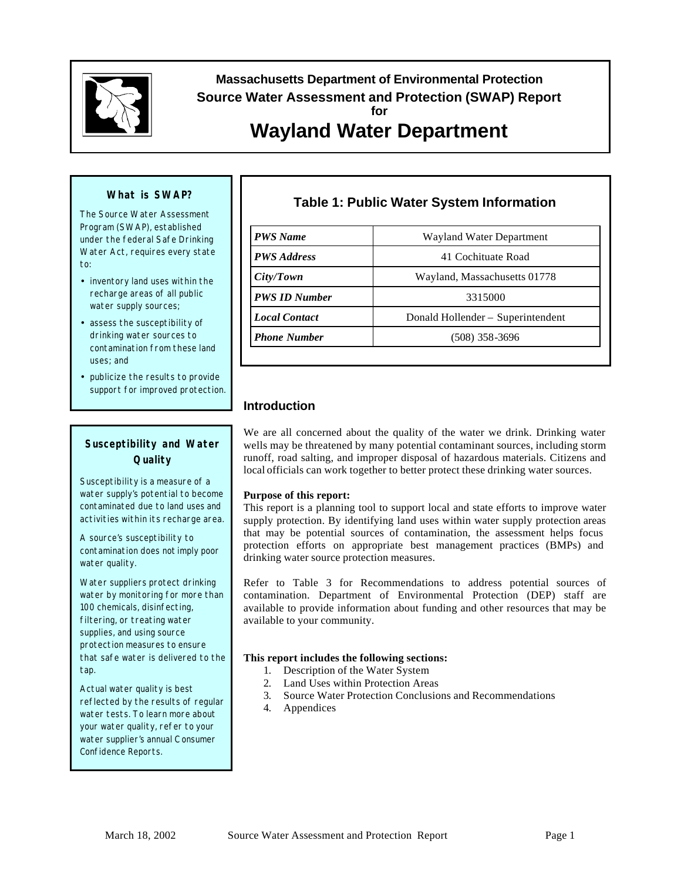# Massachusetts Department of Environmental Protection
## Source Water Assessment and Protection (SWAP) Report
### for
# Wayland Water Department

**What is SWAP?**

The Source Water Assessment Program (SWAP), established under the federal Safe Drinking Water Act, requires every state to:

- inventory land uses within the recharge areas of all public water supply sources;
- assess the susceptibility of drinking water sources to contamination from these land uses; and
- publicize the results to provide support for improved protection.

**Susceptibility and Water Quality**

Susceptibility is a measure of a water supply's potential to become contaminated due to land uses and activities within its recharge area.

A source's susceptibility to contamination does not imply poor water quality.

Water suppliers protect drinking water by monitoring for more than 100 chemicals, disinfecting, filtering, or treating water supplies, and using source protection measures to ensure that safe water is delivered to the tap.

Actual water quality is best reflected by the results of regular water tests. To learn more about your water quality, refer to your water supplier's annual Consumer Confidence Reports.

### Table 1: Public Water System Information

| | |
|---|---|
| ***PWS Name*** | Wayland Water Department |
| ***PWS Address*** | 41 Cochituate Road |
| ***City/Town*** | Wayland, Massachusetts 01778 |
| ***PWS ID Number*** | 3315000 |
| ***Local Contact*** | Donald Hollender – Superintendent |
| ***Phone Number*** | (508) 358-3696 |

## Introduction

We are all concerned about the quality of the water we drink. Drinking water wells may be threatened by many potential contaminant sources, including storm runoff, road salting, and improper disposal of hazardous materials. Citizens and local officials can work together to better protect these drinking water sources.

**Purpose of this report:**
This report is a planning tool to support local and state efforts to improve water supply protection. By identifying land uses within water supply protection areas that may be potential sources of contamination, the assessment helps focus protection efforts on appropriate best management practices (BMPs) and drinking water source protection measures.

Refer to Table 3 for Recommendations to address potential sources of contamination. Department of Environmental Protection (DEP) staff are available to provide information about funding and other resources that may be available to your community.

**This report includes the following sections:**

1. Description of the Water System
2. Land Uses within Protection Areas
3. Source Water Protection Conclusions and Recommendations
4. Appendices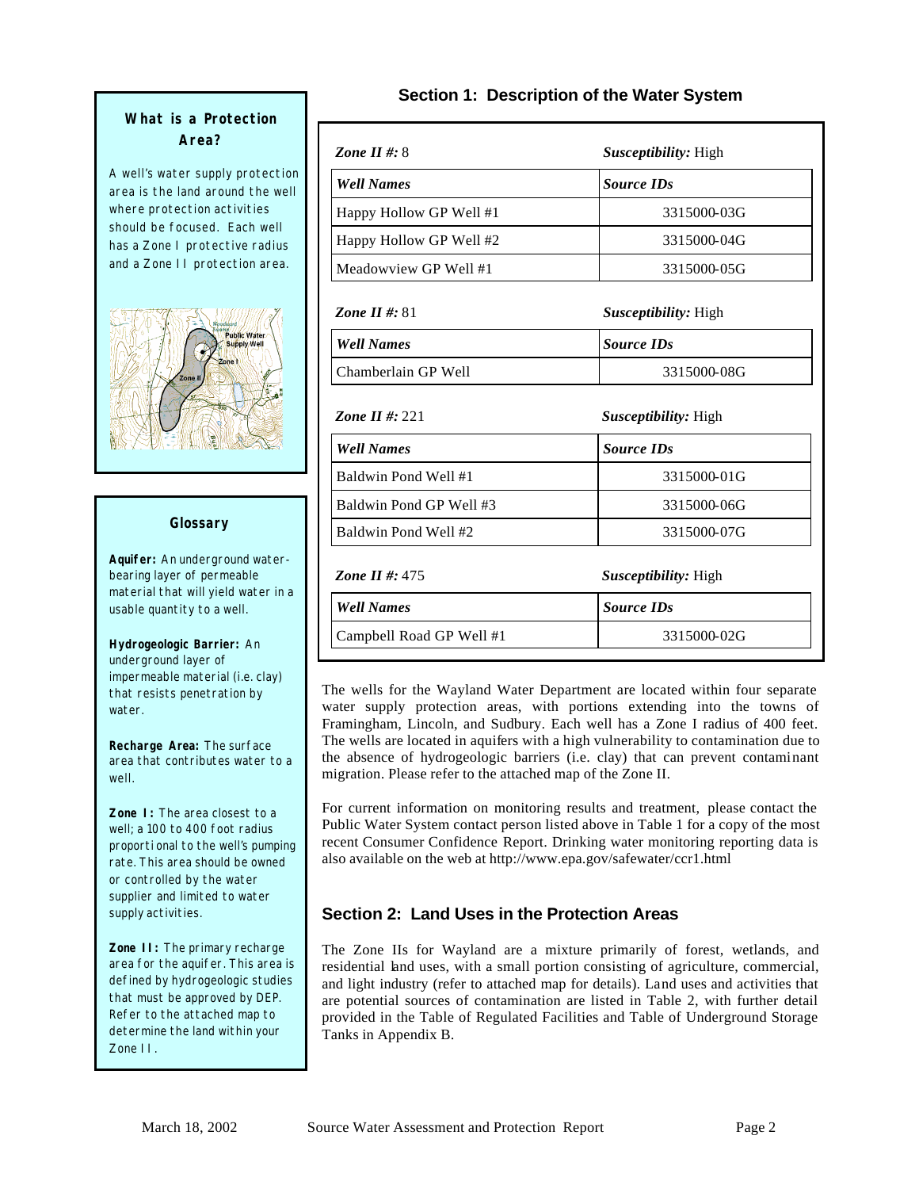### What is a Protection Area?

A well's water supply protection area is the land around the well where protection activities should be focused. Each well has a Zone I protective radius and a Zone II protection area.

### Glossary

**Aquifer:** An underground water-bearing layer of permeable material that will yield water in a usable quantity to a well.

**Hydrogeologic Barrier:** An underground layer of impermeable material (i.e. clay) that resists penetration by water.

**Recharge Area:** The surface area that contributes water to a well.

**Zone I:** The area closest to a well; a 100 to 400 foot radius proportional to the well's pumping rate. This area should be owned or controlled by the water supplier and limited to water supply activities.

**Zone II:** The primary recharge area for the aquifer. This area is defined by hydrogeologic studies that must be approved by DEP. Refer to the attached map to determine the land within your Zone II.

## Section 1: Description of the Water System

***Zone II #:*** 8 — ***Susceptibility:*** High

| *Well Names* | *Source IDs* |
|---|---|
| Happy Hollow GP Well #1 | 3315000-03G |
| Happy Hollow GP Well #2 | 3315000-04G |
| Meadowview GP Well #1 | 3315000-05G |

***Zone II #:*** 81 — ***Susceptibility:*** High

| *Well Names* | *Source IDs* |
|---|---|
| Chamberlain GP Well | 3315000-08G |

***Zone II #:*** 221 — ***Susceptibility:*** High

| *Well Names* | *Source IDs* |
|---|---|
| Baldwin Pond Well #1 | 3315000-01G |
| Baldwin Pond GP Well #3 | 3315000-06G |
| Baldwin Pond Well #2 | 3315000-07G |

***Zone II #:*** 475 — ***Susceptibility:*** High

| *Well Names* | *Source IDs* |
|---|---|
| Campbell Road GP Well #1 | 3315000-02G |

The wells for the Wayland Water Department are located within four separate water supply protection areas, with portions extending into the towns of Framingham, Lincoln, and Sudbury. Each well has a Zone I radius of 400 feet. The wells are located in aquifers with a high vulnerability to contamination due to the absence of hydrogeologic barriers (i.e. clay) that can prevent contaminant migration. Please refer to the attached map of the Zone II.

For current information on monitoring results and treatment, please contact the Public Water System contact person listed above in Table 1 for a copy of the most recent Consumer Confidence Report. Drinking water monitoring reporting data is also available on the web at http://www.epa.gov/safewater/ccr1.html

## Section 2: Land Uses in the Protection Areas

The Zone IIs for Wayland are a mixture primarily of forest, wetlands, and residential land uses, with a small portion consisting of agriculture, commercial, and light industry (refer to attached map for details). Land uses and activities that are potential sources of contamination are listed in Table 2, with further detail provided in the Table of Regulated Facilities and Table of Underground Storage Tanks in Appendix B.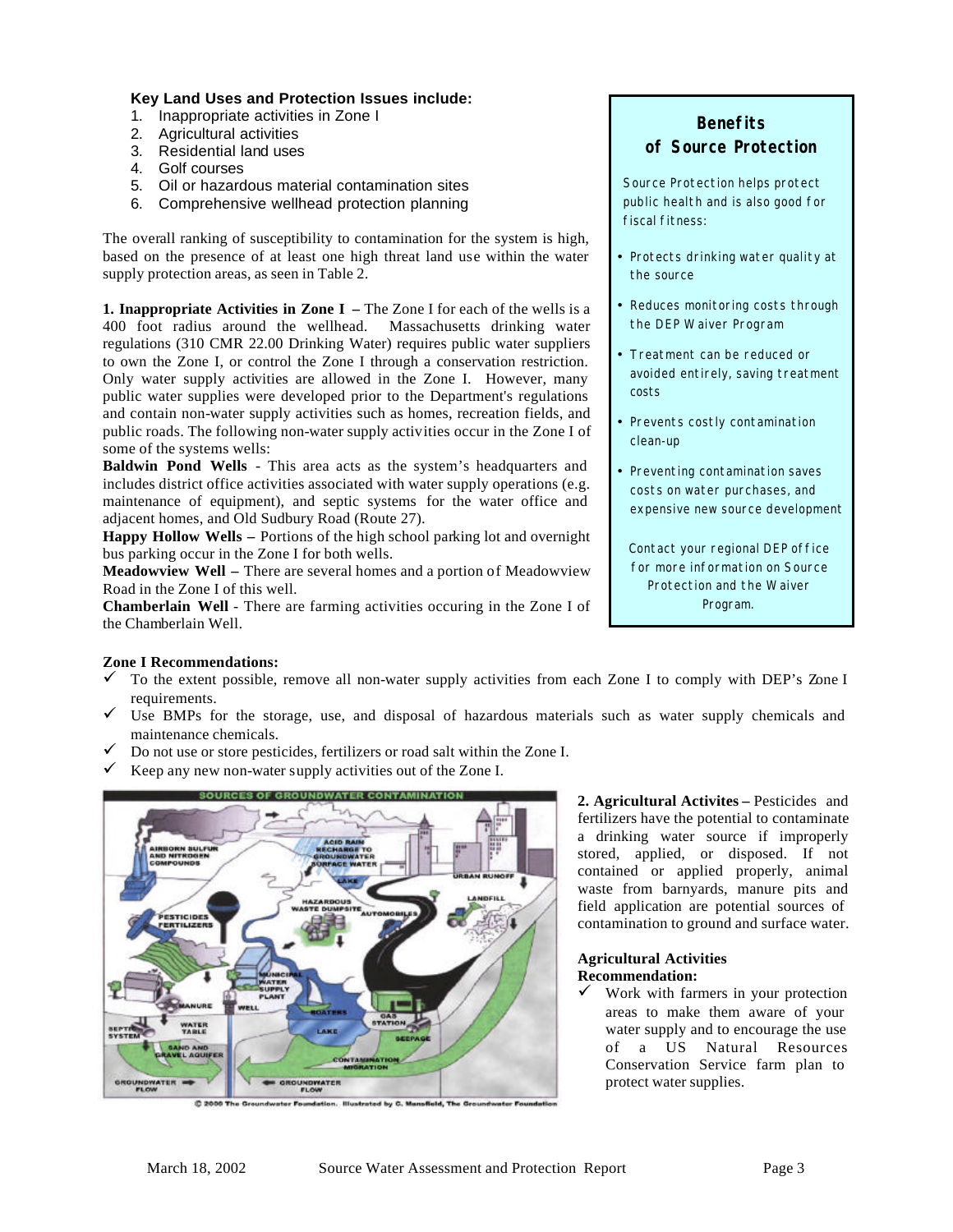**Key Land Uses and Protection Issues include:**

1. Inappropriate activities in Zone I
2. Agricultural activities
3. Residential land uses
4. Golf courses
5. Oil or hazardous material contamination sites
6. Comprehensive wellhead protection planning

The overall ranking of susceptibility to contamination for the system is high, based on the presence of at least one high threat land use within the water supply protection areas, as seen in Table 2.

**1. Inappropriate Activities in Zone I –** The Zone I for each of the wells is a 400 foot radius around the wellhead. Massachusetts drinking water regulations (310 CMR 22.00 Drinking Water) requires public water suppliers to own the Zone I, or control the Zone I through a conservation restriction. Only water supply activities are allowed in the Zone I. However, many public water supplies were developed prior to the Department's regulations and contain non-water supply activities such as homes, recreation fields, and public roads. The following non-water supply activities occur in the Zone I of some of the systems wells:

**Baldwin Pond Wells** - This area acts as the system's headquarters and includes district office activities associated with water supply operations (e.g. maintenance of equipment), and septic systems for the water office and adjacent homes, and Old Sudbury Road (Route 27).

**Happy Hollow Wells –** Portions of the high school parking lot and overnight bus parking occur in the Zone I for both wells.

**Meadowview Well –** There are several homes and a portion of Meadowview Road in the Zone I of this well.

**Chamberlain Well** - There are farming activities occuring in the Zone I of the Chamberlain Well.

### Benefits of Source Protection

Source Protection helps protect public health and is also good for fiscal fitness:

- Protects drinking water quality at the source
- Reduces monitoring costs through the DEP Waiver Program
- Treatment can be reduced or avoided entirely, saving treatment costs
- Prevents costly contamination clean-up
- Preventing contamination saves costs on water purchases, and expensive new source development

Contact your regional DEP office for more information on Source Protection and the Waiver Program.

**Zone I Recommendations:**

- ✓ To the extent possible, remove all non-water supply activities from each Zone I to comply with DEP's Zone I requirements.
- ✓ Use BMPs for the storage, use, and disposal of hazardous materials such as water supply chemicals and maintenance chemicals.
- ✓ Do not use or store pesticides, fertilizers or road salt within the Zone I.
- ✓ Keep any new non-water supply activities out of the Zone I.

© 2000 The Groundwater Foundation. Illustrated by C. Mansfield, The Groundwater Foundation

**2. Agricultural Activites –** Pesticides and fertilizers have the potential to contaminate a drinking water source if improperly stored, applied, or disposed. If not contained or applied properly, animal waste from barnyards, manure pits and field application are potential sources of contamination to ground and surface water.

**Agricultural Activities Recommendation:**

- ✓ Work with farmers in your protection areas to make them aware of your water supply and to encourage the use of a US Natural Resources Conservation Service farm plan to protect water supplies.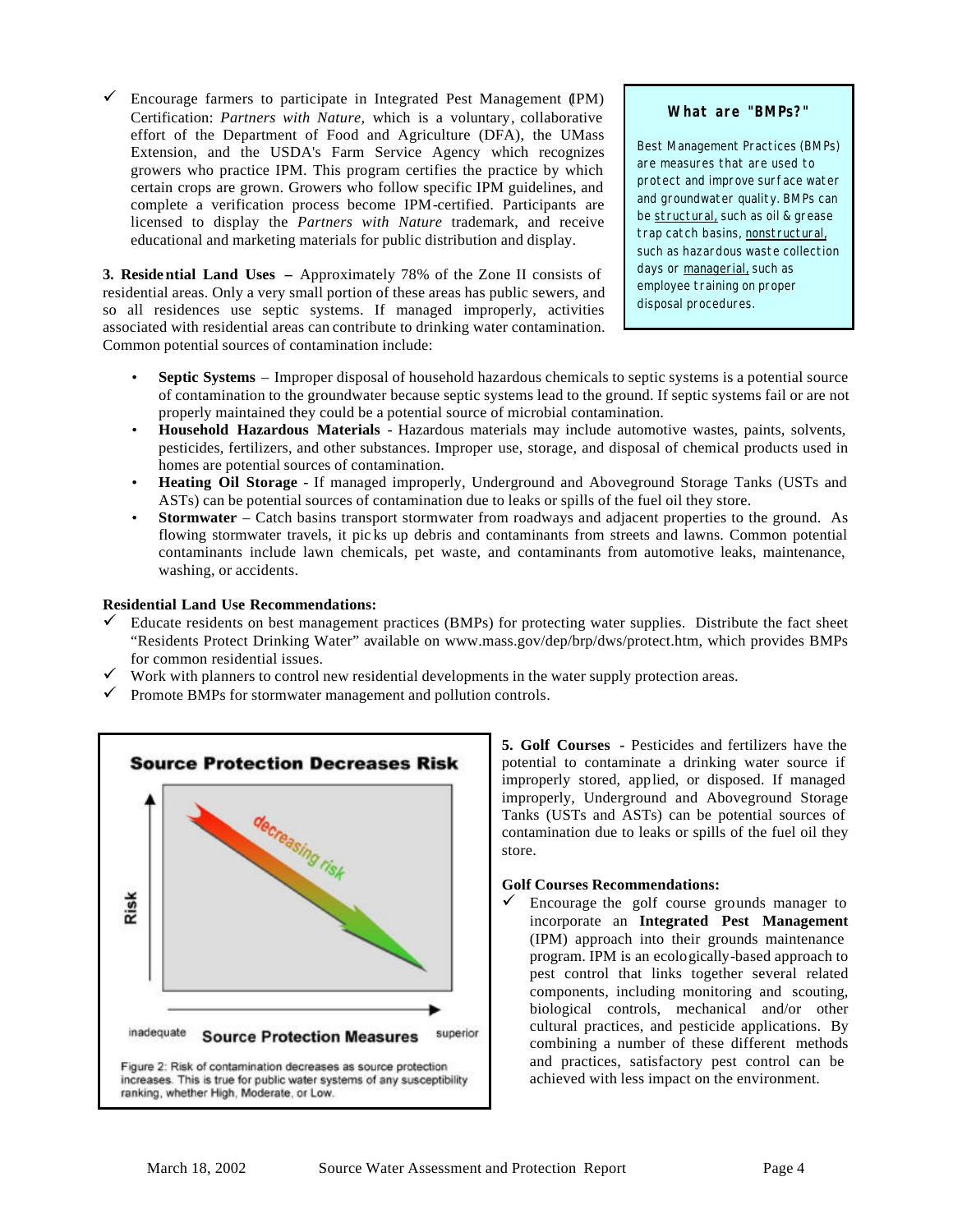- ✓ Encourage farmers to participate in Integrated Pest Management (IPM) Certification: *Partners with Nature,* which is a voluntary, collaborative effort of the Department of Food and Agriculture (DFA), the UMass Extension, and the USDA's Farm Service Agency which recognizes growers who practice IPM. This program certifies the practice by which certain crops are grown. Growers who follow specific IPM guidelines, and complete a verification process become IPM-certified. Participants are licensed to display the *Partners with Nature* trademark, and receive educational and marketing materials for public distribution and display.

> **What are "BMPs?"**
>
> Best Management Practices (BMPs) are measures that are used to protect and improve surface water and groundwater quality. BMPs can be structural, such as oil & grease trap catch basins, nonstructural, such as hazardous waste collection days or managerial, such as employee training on proper disposal procedures.

**3. Residential Land Uses –** Approximately 78% of the Zone II consists of residential areas. Only a very small portion of these areas has public sewers, and so all residences use septic systems. If managed improperly, activities associated with residential areas can contribute to drinking water contamination. Common potential sources of contamination include:

- **Septic Systems** – Improper disposal of household hazardous chemicals to septic systems is a potential source of contamination to the groundwater because septic systems lead to the ground. If septic systems fail or are not properly maintained they could be a potential source of microbial contamination.
- **Household Hazardous Materials** - Hazardous materials may include automotive wastes, paints, solvents, pesticides, fertilizers, and other substances. Improper use, storage, and disposal of chemical products used in homes are potential sources of contamination.
- **Heating Oil Storage** - If managed improperly, Underground and Aboveground Storage Tanks (USTs and ASTs) can be potential sources of contamination due to leaks or spills of the fuel oil they store.
- **Stormwater** – Catch basins transport stormwater from roadways and adjacent properties to the ground. As flowing stormwater travels, it picks up debris and contaminants from streets and lawns. Common potential contaminants include lawn chemicals, pet waste, and contaminants from automotive leaks, maintenance, washing, or accidents.

**Residential Land Use Recommendations:**

- ✓ Educate residents on best management practices (BMPs) for protecting water supplies. Distribute the fact sheet "Residents Protect Drinking Water" available on www.mass.gov/dep/brp/dws/protect.htm, which provides BMPs for common residential issues.
- ✓ Work with planners to control new residential developments in the water supply protection areas.
- ✓ Promote BMPs for stormwater management and pollution controls.

**Source Protection Decreases Risk**

Figure 2: Risk of contamination decreases as source protection increases. This is true for public water systems of any susceptibility ranking, whether High, Moderate, or Low.

**5. Golf Courses** - Pesticides and fertilizers have the potential to contaminate a drinking water source if improperly stored, applied, or disposed. If managed improperly, Underground and Aboveground Storage Tanks (USTs and ASTs) can be potential sources of contamination due to leaks or spills of the fuel oil they store.

**Golf Courses Recommendations:**

- ✓ Encourage the golf course grounds manager to incorporate an **Integrated Pest Management** (IPM) approach into their grounds maintenance program. IPM is an ecologically-based approach to pest control that links together several related components, including monitoring and scouting, biological controls, mechanical and/or other cultural practices, and pesticide applications. By combining a number of these different methods and practices, satisfactory pest control can be achieved with less impact on the environment.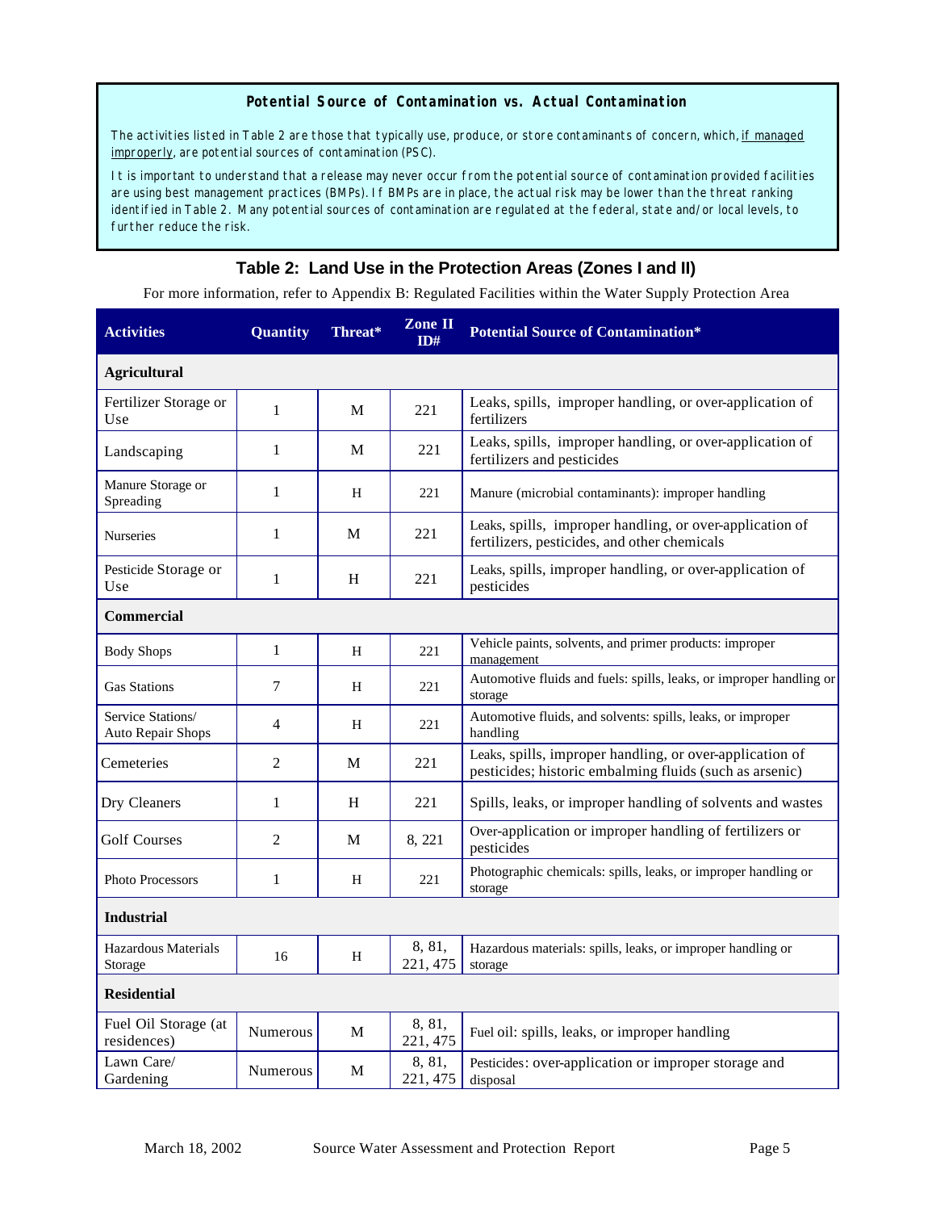**Potential Source of Contamination vs. Actual Contamination**

The activities listed in Table 2 are those that typically use, produce, or store contaminants of concern, which, if managed improperly, are potential sources of contamination (PSC).

It is important to understand that a release may never occur from the potential source of contamination provided facilities are using best management practices (BMPs). If BMPs are in place, the actual risk may be lower than the threat ranking identified in Table 2. Many potential sources of contamination are regulated at the federal, state and/or local levels, to further reduce the risk.

## Table 2: Land Use in the Protection Areas (Zones I and II)

For more information, refer to Appendix B: Regulated Facilities within the Water Supply Protection Area

| Activities | Quantity | Threat* | Zone II ID# | Potential Source of Contamination* |
|---|---|---|---|---|
| **Agricultural** | | | | |
| Fertilizer Storage or Use | 1 | M | 221 | Leaks, spills, improper handling, or over-application of fertilizers |
| Landscaping | 1 | M | 221 | Leaks, spills, improper handling, or over-application of fertilizers and pesticides |
| Manure Storage or Spreading | 1 | H | 221 | Manure (microbial contaminants): improper handling |
| Nurseries | 1 | M | 221 | Leaks, spills, improper handling, or over-application of fertilizers, pesticides, and other chemicals |
| Pesticide Storage or Use | 1 | H | 221 | Leaks, spills, improper handling, or over-application of pesticides |
| **Commercial** | | | | |
| Body Shops | 1 | H | 221 | Vehicle paints, solvents, and primer products: improper management |
| Gas Stations | 7 | H | 221 | Automotive fluids and fuels: spills, leaks, or improper handling or storage |
| Service Stations/ Auto Repair Shops | 4 | H | 221 | Automotive fluids, and solvents: spills, leaks, or improper handling |
| Cemeteries | 2 | M | 221 | Leaks, spills, improper handling, or over-application of pesticides; historic embalming fluids (such as arsenic) |
| Dry Cleaners | 1 | H | 221 | Spills, leaks, or improper handling of solvents and wastes |
| Golf Courses | 2 | M | 8, 221 | Over-application or improper handling of fertilizers or pesticides |
| Photo Processors | 1 | H | 221 | Photographic chemicals: spills, leaks, or improper handling or storage |
| **Industrial** | | | | |
| Hazardous Materials Storage | 16 | H | 8, 81, 221, 475 | Hazardous materials: spills, leaks, or improper handling or storage |
| **Residential** | | | | |
| Fuel Oil Storage (at residences) | Numerous | M | 8, 81, 221, 475 | Fuel oil: spills, leaks, or improper handling |
| Lawn Care/ Gardening | Numerous | M | 8, 81, 221, 475 | Pesticides: over-application or improper storage and disposal |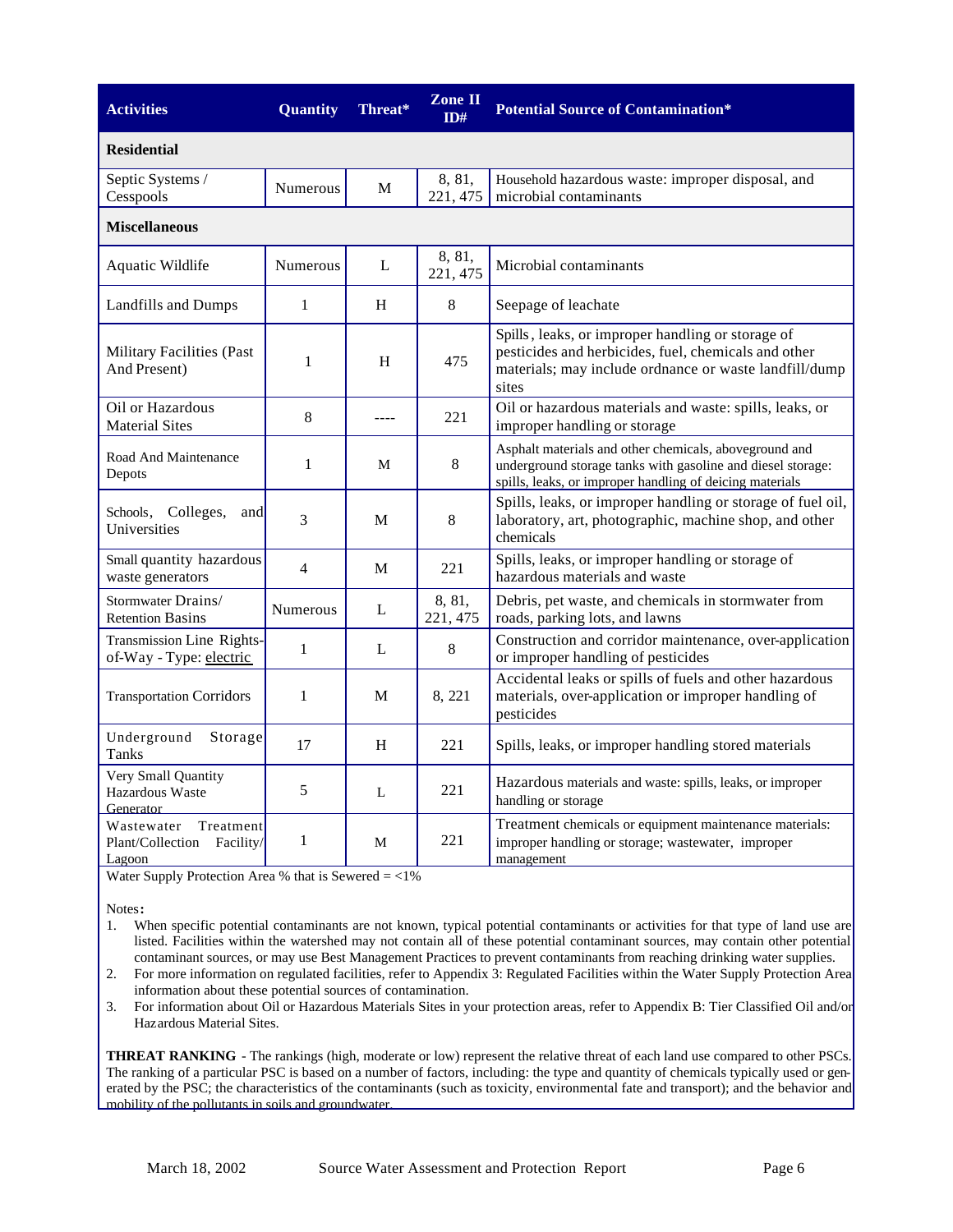| Activities | Quantity | Threat* | Zone II ID# | Potential Source of Contamination* |
|---|---|---|---|---|
| **Residential** | | | | |
| Septic Systems / Cesspools | Numerous | M | 8, 81, 221, 475 | Household hazardous waste: improper disposal, and microbial contaminants |
| **Miscellaneous** | | | | |
| Aquatic Wildlife | Numerous | L | 8, 81, 221, 475 | Microbial contaminants |
| Landfills and Dumps | 1 | H | 8 | Seepage of leachate |
| Military Facilities (Past And Present) | 1 | H | 475 | Spills, leaks, or improper handling or storage of pesticides and herbicides, fuel, chemicals and other materials; may include ordnance or waste landfill/dump sites |
| Oil or Hazardous Material Sites | 8 | ---- | 221 | Oil or hazardous materials and waste: spills, leaks, or improper handling or storage |
| Road And Maintenance Depots | 1 | M | 8 | Asphalt materials and other chemicals, aboveground and underground storage tanks with gasoline and diesel storage: spills, leaks, or improper handling of deicing materials |
| Schools, Colleges, and Universities | 3 | M | 8 | Spills, leaks, or improper handling or storage of fuel oil, laboratory, art, photographic, machine shop, and other chemicals |
| Small quantity hazardous waste generators | 4 | M | 221 | Spills, leaks, or improper handling or storage of hazardous materials and waste |
| Stormwater Drains/ Retention Basins | Numerous | L | 8, 81, 221, 475 | Debris, pet waste, and chemicals in stormwater from roads, parking lots, and lawns |
| Transmission Line Rights-of-Way - Type: electric | 1 | L | 8 | Construction and corridor maintenance, over-application or improper handling of pesticides |
| Transportation Corridors | 1 | M | 8, 221 | Accidental leaks or spills of fuels and other hazardous materials, over-application or improper handling of pesticides |
| Underground Storage Tanks | 17 | H | 221 | Spills, leaks, or improper handling stored materials |
| Very Small Quantity Hazardous Waste Generator | 5 | L | 221 | Hazardous materials and waste: spills, leaks, or improper handling or storage |
| Wastewater Treatment Plant/Collection Facility/ Lagoon | 1 | M | 221 | Treatment chemicals or equipment maintenance materials: improper handling or storage; wastewater, improper management |

Water Supply Protection Area % that is Sewered = <1%

Notes**:**

1. When specific potential contaminants are not known, typical potential contaminants or activities for that type of land use are listed. Facilities within the watershed may not contain all of these potential contaminant sources, may contain other potential contaminant sources, or may use Best Management Practices to prevent contaminants from reaching drinking water supplies.
2. For more information on regulated facilities, refer to Appendix 3: Regulated Facilities within the Water Supply Protection Area information about these potential sources of contamination.
3. For information about Oil or Hazardous Materials Sites in your protection areas, refer to Appendix B: Tier Classified Oil and/or Hazardous Material Sites.

**THREAT RANKING** - The rankings (high, moderate or low) represent the relative threat of each land use compared to other PSCs. The ranking of a particular PSC is based on a number of factors, including: the type and quantity of chemicals typically used or generated by the PSC; the characteristics of the contaminants (such as toxicity, environmental fate and transport); and the behavior and mobility of the pollutants in soils and groundwater.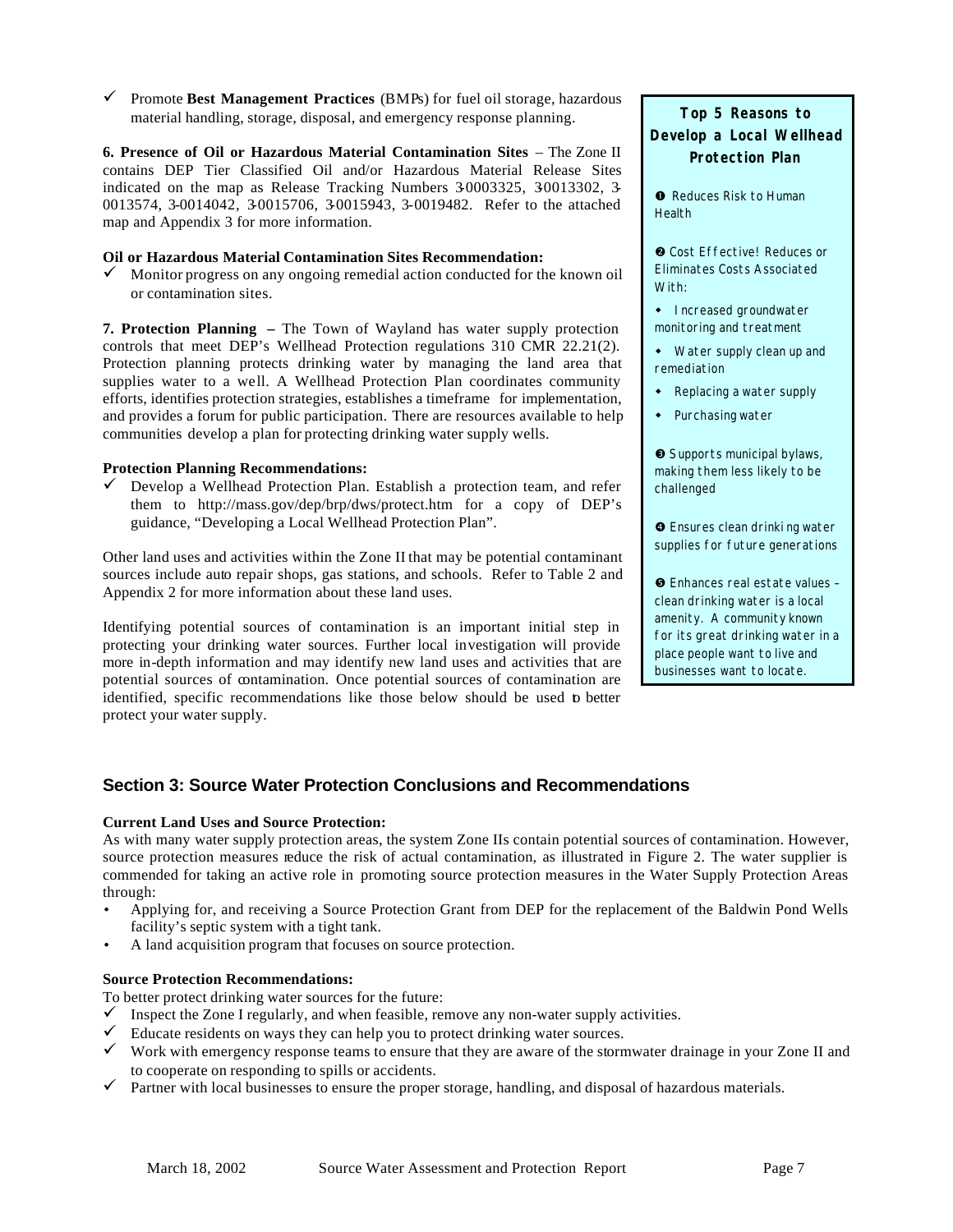- ✓ Promote **Best Management Practices** (BMPs) for fuel oil storage, hazardous material handling, storage, disposal, and emergency response planning.

**6. Presence of Oil or Hazardous Material Contamination Sites** – The Zone II contains DEP Tier Classified Oil and/or Hazardous Material Release Sites indicated on the map as Release Tracking Numbers 3-0003325, 3-0013302, 3-0013574, 3-0014042, 3-0015706, 3-0015943, 3-0019482. Refer to the attached map and Appendix 3 for more information.

**Oil or Hazardous Material Contamination Sites Recommendation:**

- ✓ Monitor progress on any ongoing remedial action conducted for the known oil or contamination sites.

**7. Protection Planning** – The Town of Wayland has water supply protection controls that meet DEP's Wellhead Protection regulations 310 CMR 22.21(2). Protection planning protects drinking water by managing the land area that supplies water to a well. A Wellhead Protection Plan coordinates community efforts, identifies protection strategies, establishes a timeframe for implementation, and provides a forum for public participation. There are resources available to help communities develop a plan for protecting drinking water supply wells.

**Protection Planning Recommendations:**

- ✓ Develop a Wellhead Protection Plan. Establish a protection team, and refer them to http://mass.gov/dep/brp/dws/protect.htm for a copy of DEP's guidance, "Developing a Local Wellhead Protection Plan".

Other land uses and activities within the Zone II that may be potential contaminant sources include auto repair shops, gas stations, and schools. Refer to Table 2 and Appendix 2 for more information about these land uses.

Identifying potential sources of contamination is an important initial step in protecting your drinking water sources. Further local investigation will provide more in-depth information and may identify new land uses and activities that are potential sources of contamination. Once potential sources of contamination are identified, specific recommendations like those below should be used to better protect your water supply.

**Top 5 Reasons to Develop a Local Wellhead Protection Plan**

❶ Reduces Risk to Human Health

❷ Cost Effective! Reduces or Eliminates Costs Associated With:

- Increased groundwater monitoring and treatment
- Water supply clean up and remediation
- Replacing a water supply
- Purchasing water

❸ Supports municipal bylaws, making them less likely to be challenged

❹ Ensures clean drinking water supplies for future generations

❺ Enhances real estate values – clean drinking water is a local amenity. A community known for its great drinking water in a place people want to live and businesses want to locate.

## Section 3: Source Water Protection Conclusions and Recommendations

**Current Land Uses and Source Protection:**

As with many water supply protection areas, the system Zone IIs contain potential sources of contamination. However, source protection measures reduce the risk of actual contamination, as illustrated in Figure 2. The water supplier is commended for taking an active role in promoting source protection measures in the Water Supply Protection Areas through:

- Applying for, and receiving a Source Protection Grant from DEP for the replacement of the Baldwin Pond Wells facility's septic system with a tight tank.
- A land acquisition program that focuses on source protection.

**Source Protection Recommendations:**

To better protect drinking water sources for the future:

- ✓ Inspect the Zone I regularly, and when feasible, remove any non-water supply activities.
- ✓ Educate residents on ways they can help you to protect drinking water sources.
- ✓ Work with emergency response teams to ensure that they are aware of the stormwater drainage in your Zone II and to cooperate on responding to spills or accidents.
- ✓ Partner with local businesses to ensure the proper storage, handling, and disposal of hazardous materials.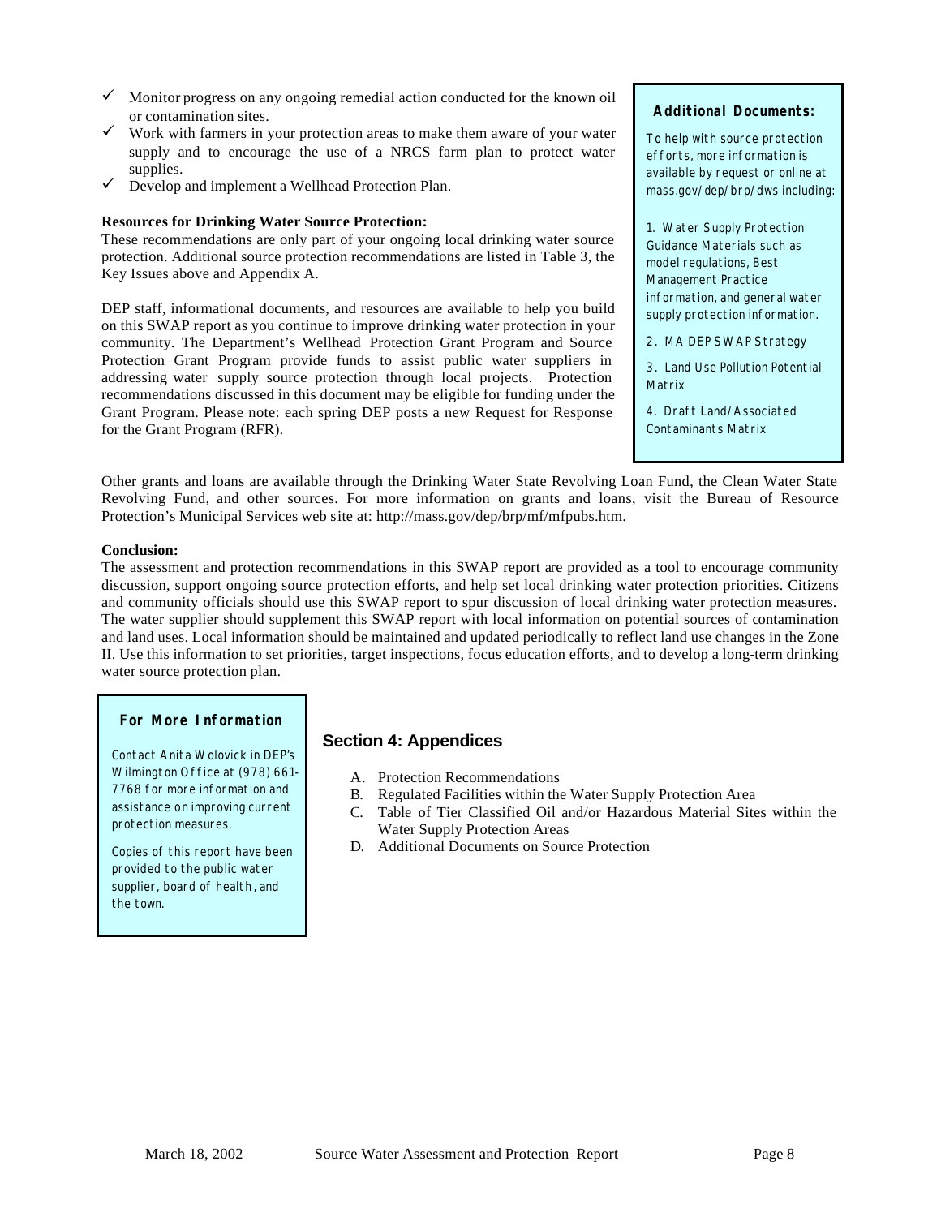- ✓ Monitor progress on any ongoing remedial action conducted for the known oil or contamination sites.
- ✓ Work with farmers in your protection areas to make them aware of your water supply and to encourage the use of a NRCS farm plan to protect water supplies.
- ✓ Develop and implement a Wellhead Protection Plan.

**Resources for Drinking Water Source Protection:**

These recommendations are only part of your ongoing local drinking water source protection. Additional source protection recommendations are listed in Table 3, the Key Issues above and Appendix A.

DEP staff, informational documents, and resources are available to help you build on this SWAP report as you continue to improve drinking water protection in your community. The Department's Wellhead Protection Grant Program and Source Protection Grant Program provide funds to assist public water suppliers in addressing water supply source protection through local projects. Protection recommendations discussed in this document may be eligible for funding under the Grant Program. Please note: each spring DEP posts a new Request for Response for the Grant Program (RFR).

> **Additional Documents:**
>
> To help with source protection efforts, more information is available by request or online at mass.gov/dep/brp/dws including:
>
> 1. Water Supply Protection Guidance Materials such as model regulations, Best Management Practice information, and general water supply protection information.
> 2. MA DEP SWAP Strategy
> 3. Land Use Pollution Potential Matrix
> 4. Draft Land/Associated Contaminants Matrix

Other grants and loans are available through the Drinking Water State Revolving Loan Fund, the Clean Water State Revolving Fund, and other sources. For more information on grants and loans, visit the Bureau of Resource Protection's Municipal Services web site at: http://mass.gov/dep/brp/mf/mfpubs.htm.

**Conclusion:**

The assessment and protection recommendations in this SWAP report are provided as a tool to encourage community discussion, support ongoing source protection efforts, and help set local drinking water protection priorities. Citizens and community officials should use this SWAP report to spur discussion of local drinking water protection measures. The water supplier should supplement this SWAP report with local information on potential sources of contamination and land uses. Local information should be maintained and updated periodically to reflect land use changes in the Zone II. Use this information to set priorities, target inspections, focus education efforts, and to develop a long-term drinking water source protection plan.

> **For More Information**
>
> Contact Anita Wolovick in DEP's Wilmington Office at (978) 661-7768 for more information and assistance on improving current protection measures.
>
> Copies of this report have been provided to the public water supplier, board of health, and the town.

## Section 4: Appendices

A. Protection Recommendations
B. Regulated Facilities within the Water Supply Protection Area
C. Table of Tier Classified Oil and/or Hazardous Material Sites within the Water Supply Protection Areas
D. Additional Documents on Source Protection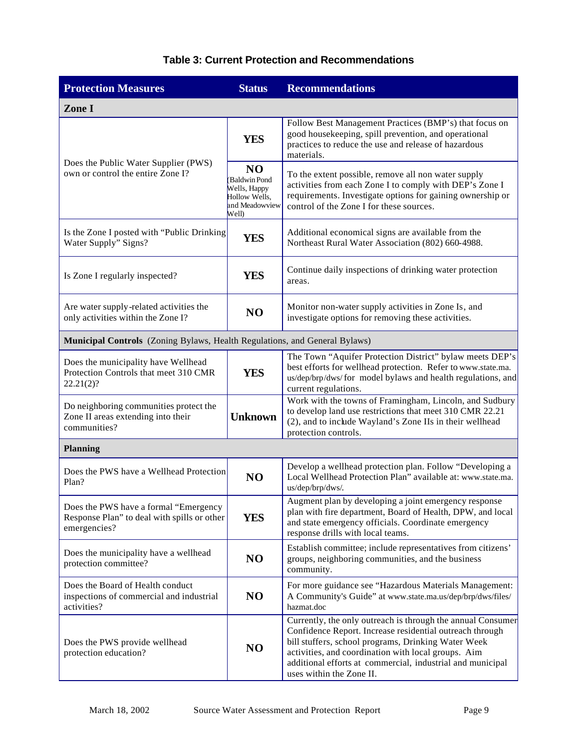### Table 3: Current Protection and Recommendations

| Protection Measures | Status | Recommendations |
|---|---|---|
| **Zone I** | | |
| Does the Public Water Supplier (PWS) own or control the entire Zone I? | **YES** | Follow Best Management Practices (BMP's) that focus on good housekeeping, spill prevention, and operational practices to reduce the use and release of hazardous materials. |
| | **NO** (Baldwin Pond Wells, Happy Hollow Wells, and Meadowview Well) | To the extent possible, remove all non water supply activities from each Zone I to comply with DEP's Zone I requirements. Investigate options for gaining ownership or control of the Zone I for these sources. |
| Is the Zone I posted with "Public Drinking Water Supply" Signs? | **YES** | Additional economical signs are available from the Northeast Rural Water Association (802) 660-4988. |
| Is Zone I regularly inspected? | **YES** | Continue daily inspections of drinking water protection areas. |
| Are water supply-related activities the only activities within the Zone I? | **NO** | Monitor non-water supply activities in Zone Is, and investigate options for removing these activities. |
| **Municipal Controls** (Zoning Bylaws, Health Regulations, and General Bylaws) | | |
| Does the municipality have Wellhead Protection Controls that meet 310 CMR 22.21(2)? | **YES** | The Town "Aquifer Protection District" bylaw meets DEP's best efforts for wellhead protection. Refer to www.state.ma.us/dep/brp/dws/ for model bylaws and health regulations, and current regulations. |
| Do neighboring communities protect the Zone II areas extending into their communities? | **Unknown** | Work with the towns of Framingham, Lincoln, and Sudbury to develop land use restrictions that meet 310 CMR 22.21 (2), and to include Wayland's Zone IIs in their wellhead protection controls. |
| **Planning** | | |
| Does the PWS have a Wellhead Protection Plan? | **NO** | Develop a wellhead protection plan. Follow "Developing a Local Wellhead Protection Plan" available at: www.state.ma.us/dep/brp/dws/. |
| Does the PWS have a formal "Emergency Response Plan" to deal with spills or other emergencies? | **YES** | Augment plan by developing a joint emergency response plan with fire department, Board of Health, DPW, and local and state emergency officials. Coordinate emergency response drills with local teams. |
| Does the municipality have a wellhead protection committee? | **NO** | Establish committee; include representatives from citizens' groups, neighboring communities, and the business community. |
| Does the Board of Health conduct inspections of commercial and industrial activities? | **NO** | For more guidance see "Hazardous Materials Management: A Community's Guide" at www.state.ma.us/dep/brp/dws/files/hazmat.doc |
| Does the PWS provide wellhead protection education? | **NO** | Currently, the only outreach is through the annual Consumer Confidence Report. Increase residential outreach through bill stuffers, school programs, Drinking Water Week activities, and coordination with local groups. Aim additional efforts at commercial, industrial and municipal uses within the Zone II. |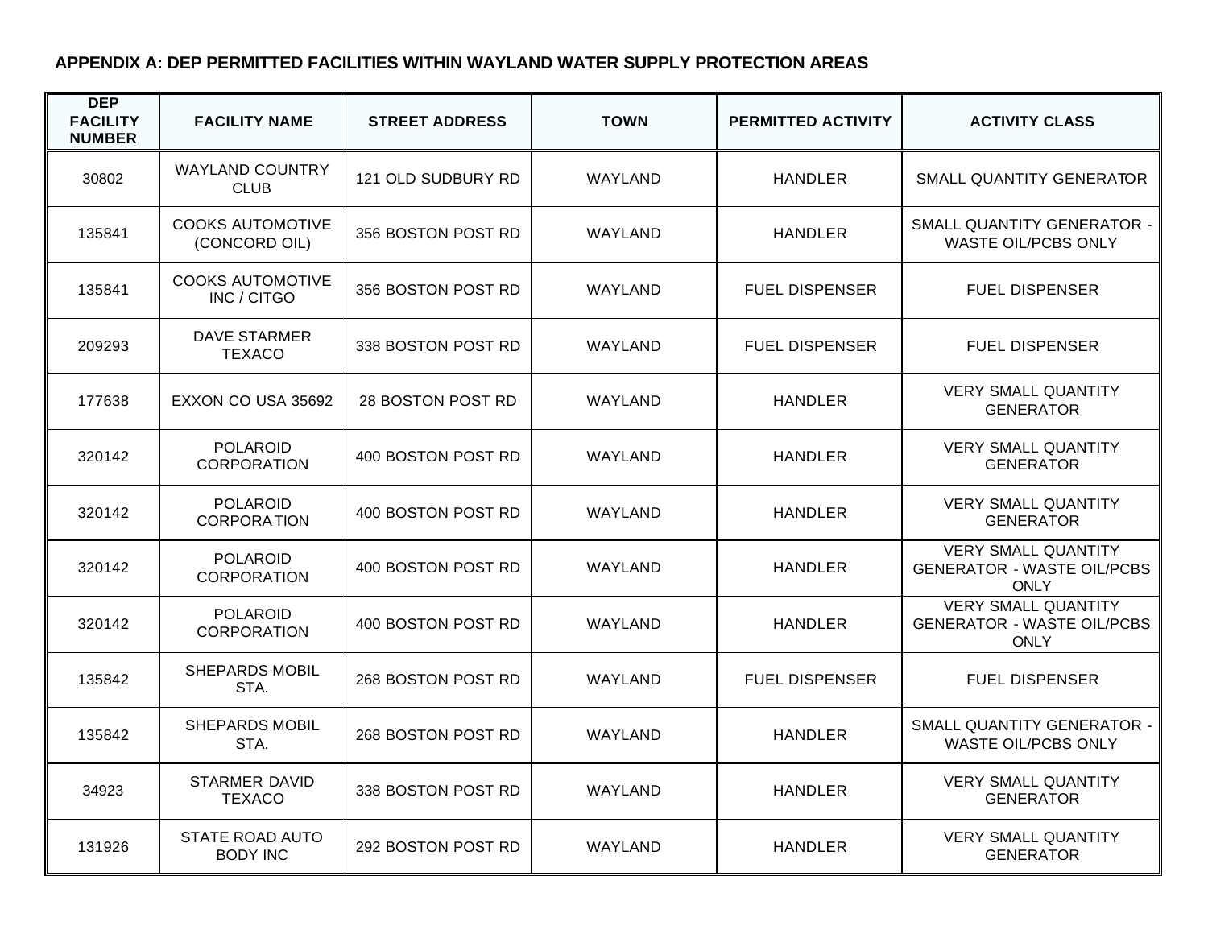**APPENDIX A: DEP PERMITTED FACILITIES WITHIN WAYLAND WATER SUPPLY PROTECTION AREAS**

| DEP FACILITY NUMBER | FACILITY NAME | STREET ADDRESS | TOWN | PERMITTED ACTIVITY | ACTIVITY CLASS |
|---|---|---|---|---|---|
| 30802 | WAYLAND COUNTRY CLUB | 121 OLD SUDBURY RD | WAYLAND | HANDLER | SMALL QUANTITY GENERATOR |
| 135841 | COOKS AUTOMOTIVE (CONCORD OIL) | 356 BOSTON POST RD | WAYLAND | HANDLER | SMALL QUANTITY GENERATOR - WASTE OIL/PCBS ONLY |
| 135841 | COOKS AUTOMOTIVE INC / CITGO | 356 BOSTON POST RD | WAYLAND | FUEL DISPENSER | FUEL DISPENSER |
| 209293 | DAVE STARMER TEXACO | 338 BOSTON POST RD | WAYLAND | FUEL DISPENSER | FUEL DISPENSER |
| 177638 | EXXON CO USA 35692 | 28 BOSTON POST RD | WAYLAND | HANDLER | VERY SMALL QUANTITY GENERATOR |
| 320142 | POLAROID CORPORATION | 400 BOSTON POST RD | WAYLAND | HANDLER | VERY SMALL QUANTITY GENERATOR |
| 320142 | POLAROID CORPORATION | 400 BOSTON POST RD | WAYLAND | HANDLER | VERY SMALL QUANTITY GENERATOR |
| 320142 | POLAROID CORPORATION | 400 BOSTON POST RD | WAYLAND | HANDLER | VERY SMALL QUANTITY GENERATOR - WASTE OIL/PCBS ONLY |
| 320142 | POLAROID CORPORATION | 400 BOSTON POST RD | WAYLAND | HANDLER | VERY SMALL QUANTITY GENERATOR - WASTE OIL/PCBS ONLY |
| 135842 | SHEPARDS MOBIL STA. | 268 BOSTON POST RD | WAYLAND | FUEL DISPENSER | FUEL DISPENSER |
| 135842 | SHEPARDS MOBIL STA. | 268 BOSTON POST RD | WAYLAND | HANDLER | SMALL QUANTITY GENERATOR - WASTE OIL/PCBS ONLY |
| 34923 | STARMER DAVID TEXACO | 338 BOSTON POST RD | WAYLAND | HANDLER | VERY SMALL QUANTITY GENERATOR |
| 131926 | STATE ROAD AUTO BODY INC | 292 BOSTON POST RD | WAYLAND | HANDLER | VERY SMALL QUANTITY GENERATOR |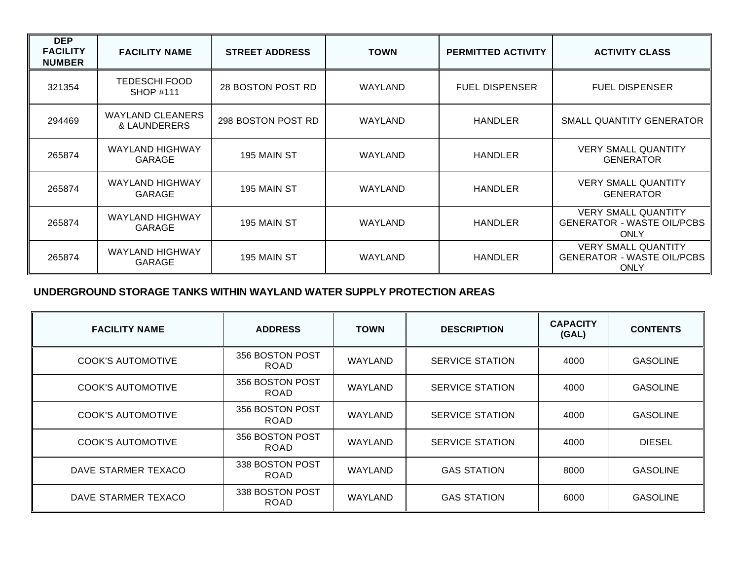| DEP FACILITY NUMBER | FACILITY NAME | STREET ADDRESS | TOWN | PERMITTED ACTIVITY | ACTIVITY CLASS |
|---|---|---|---|---|---|
| 321354 | TEDESCHI FOOD SHOP #111 | 28 BOSTON POST RD | WAYLAND | FUEL DISPENSER | FUEL DISPENSER |
| 294469 | WAYLAND CLEANERS & LAUNDERERS | 298 BOSTON POST RD | WAYLAND | HANDLER | SMALL QUANTITY GENERATOR |
| 265874 | WAYLAND HIGHWAY GARAGE | 195 MAIN ST | WAYLAND | HANDLER | VERY SMALL QUANTITY GENERATOR |
| 265874 | WAYLAND HIGHWAY GARAGE | 195 MAIN ST | WAYLAND | HANDLER | VERY SMALL QUANTITY GENERATOR |
| 265874 | WAYLAND HIGHWAY GARAGE | 195 MAIN ST | WAYLAND | HANDLER | VERY SMALL QUANTITY GENERATOR - WASTE OIL/PCBS ONLY |
| 265874 | WAYLAND HIGHWAY GARAGE | 195 MAIN ST | WAYLAND | HANDLER | VERY SMALL QUANTITY GENERATOR - WASTE OIL/PCBS ONLY |

**UNDERGROUND STORAGE TANKS WITHIN WAYLAND WATER SUPPLY PROTECTION AREAS**

| FACILITY NAME | ADDRESS | TOWN | DESCRIPTION | CAPACITY (GAL) | CONTENTS |
|---|---|---|---|---|---|
| COOK'S AUTOMOTIVE | 356 BOSTON POST ROAD | WAYLAND | SERVICE STATION | 4000 | GASOLINE |
| COOK'S AUTOMOTIVE | 356 BOSTON POST ROAD | WAYLAND | SERVICE STATION | 4000 | GASOLINE |
| COOK'S AUTOMOTIVE | 356 BOSTON POST ROAD | WAYLAND | SERVICE STATION | 4000 | GASOLINE |
| COOK'S AUTOMOTIVE | 356 BOSTON POST ROAD | WAYLAND | SERVICE STATION | 4000 | DIESEL |
| DAVE STARMER TEXACO | 338 BOSTON POST ROAD | WAYLAND | GAS STATION | 8000 | GASOLINE |
| DAVE STARMER TEXACO | 338 BOSTON POST ROAD | WAYLAND | GAS STATION | 6000 | GASOLINE |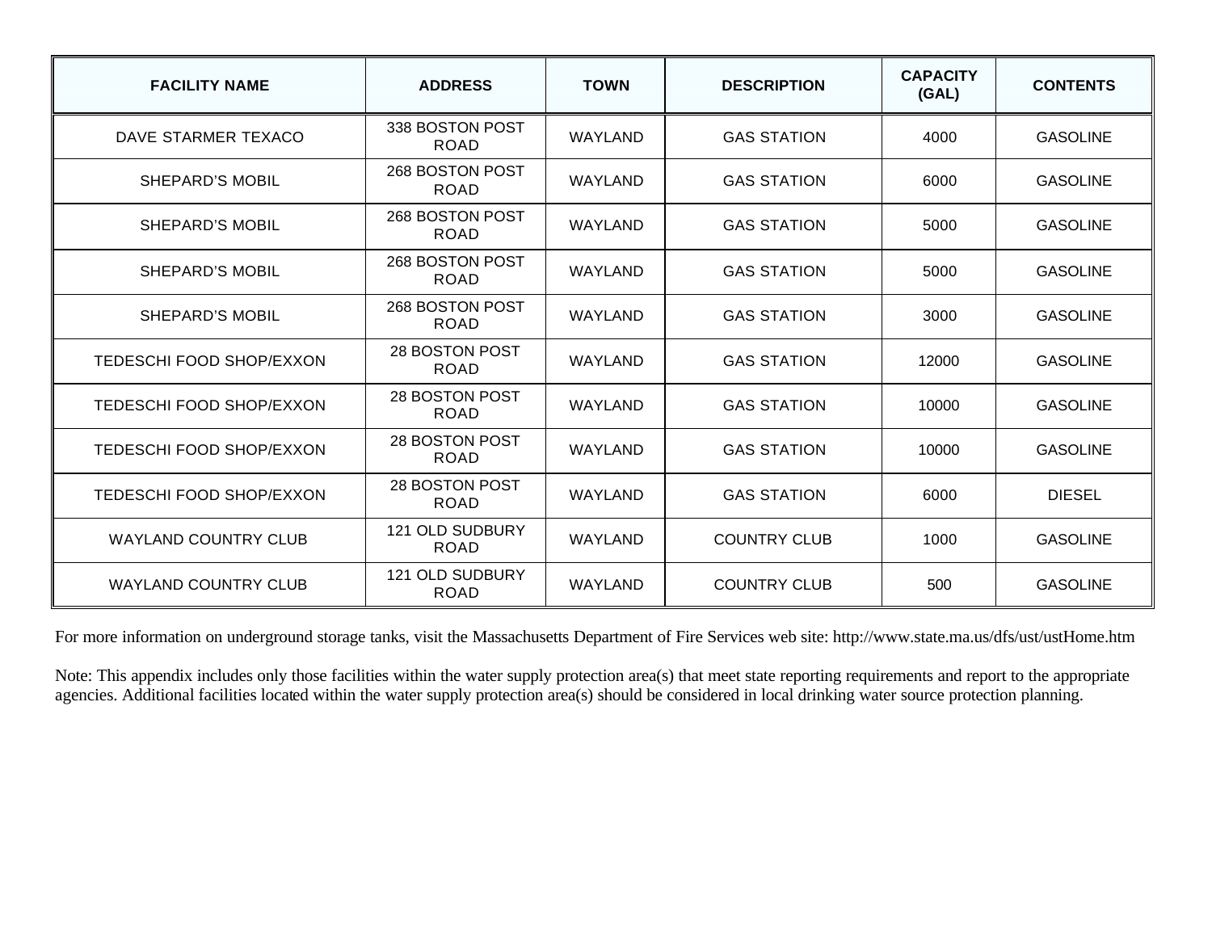| FACILITY NAME | ADDRESS | TOWN | DESCRIPTION | CAPACITY (GAL) | CONTENTS |
|---|---|---|---|---|---|
| DAVE STARMER TEXACO | 338 BOSTON POST ROAD | WAYLAND | GAS STATION | 4000 | GASOLINE |
| SHEPARD'S MOBIL | 268 BOSTON POST ROAD | WAYLAND | GAS STATION | 6000 | GASOLINE |
| SHEPARD'S MOBIL | 268 BOSTON POST ROAD | WAYLAND | GAS STATION | 5000 | GASOLINE |
| SHEPARD'S MOBIL | 268 BOSTON POST ROAD | WAYLAND | GAS STATION | 5000 | GASOLINE |
| SHEPARD'S MOBIL | 268 BOSTON POST ROAD | WAYLAND | GAS STATION | 3000 | GASOLINE |
| TEDESCHI FOOD SHOP/EXXON | 28 BOSTON POST ROAD | WAYLAND | GAS STATION | 12000 | GASOLINE |
| TEDESCHI FOOD SHOP/EXXON | 28 BOSTON POST ROAD | WAYLAND | GAS STATION | 10000 | GASOLINE |
| TEDESCHI FOOD SHOP/EXXON | 28 BOSTON POST ROAD | WAYLAND | GAS STATION | 10000 | GASOLINE |
| TEDESCHI FOOD SHOP/EXXON | 28 BOSTON POST ROAD | WAYLAND | GAS STATION | 6000 | DIESEL |
| WAYLAND COUNTRY CLUB | 121 OLD SUDBURY ROAD | WAYLAND | COUNTRY CLUB | 1000 | GASOLINE |
| WAYLAND COUNTRY CLUB | 121 OLD SUDBURY ROAD | WAYLAND | COUNTRY CLUB | 500 | GASOLINE |

For more information on underground storage tanks, visit the Massachusetts Department of Fire Services web site: http://www.state.ma.us/dfs/ust/ustHome.htm

Note: This appendix includes only those facilities within the water supply protection area(s) that meet state reporting requirements and report to the appropriate agencies. Additional facilities located within the water supply protection area(s) should be considered in local drinking water source protection planning.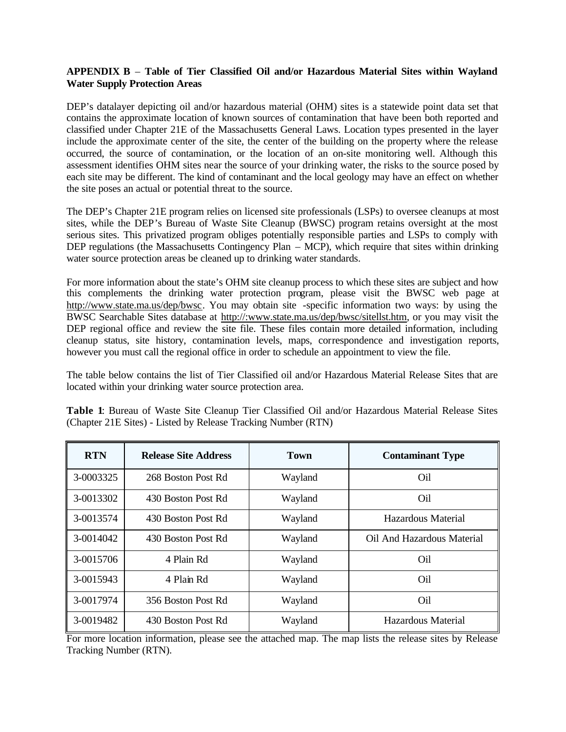**APPENDIX B – Table of Tier Classified Oil and/or Hazardous Material Sites within Wayland Water Supply Protection Areas**

DEP's datalayer depicting oil and/or hazardous material (OHM) sites is a statewide point data set that contains the approximate location of known sources of contamination that have been both reported and classified under Chapter 21E of the Massachusetts General Laws. Location types presented in the layer include the approximate center of the site, the center of the building on the property where the release occurred, the source of contamination, or the location of an on-site monitoring well. Although this assessment identifies OHM sites near the source of your drinking water, the risks to the source posed by each site may be different. The kind of contaminant and the local geology may have an effect on whether the site poses an actual or potential threat to the source.

The DEP's Chapter 21E program relies on licensed site professionals (LSPs) to oversee cleanups at most sites, while the DEP's Bureau of Waste Site Cleanup (BWSC) program retains oversight at the most serious sites. This privatized program obliges potentially responsible parties and LSPs to comply with DEP regulations (the Massachusetts Contingency Plan – MCP), which require that sites within drinking water source protection areas be cleaned up to drinking water standards.

For more information about the state's OHM site cleanup process to which these sites are subject and how this complements the drinking water protection program, please visit the BWSC web page at http://www.state.ma.us/dep/bwsc. You may obtain site -specific information two ways: by using the BWSC Searchable Sites database at http://:www.state.ma.us/dep/bwsc/sitellst.htm, or you may visit the DEP regional office and review the site file. These files contain more detailed information, including cleanup status, site history, contamination levels, maps, correspondence and investigation reports, however you must call the regional office in order to schedule an appointment to view the file.

The table below contains the list of Tier Classified oil and/or Hazardous Material Release Sites that are located within your drinking water source protection area.

**Table 1**: Bureau of Waste Site Cleanup Tier Classified Oil and/or Hazardous Material Release Sites (Chapter 21E Sites) - Listed by Release Tracking Number (RTN)

| RTN | Release Site Address | Town | Contaminant Type |
|---|---|---|---|
| 3-0003325 | 268 Boston Post Rd | Wayland | Oil |
| 3-0013302 | 430 Boston Post Rd | Wayland | Oil |
| 3-0013574 | 430 Boston Post Rd | Wayland | Hazardous Material |
| 3-0014042 | 430 Boston Post Rd | Wayland | Oil And Hazardous Material |
| 3-0015706 | 4 Plain Rd | Wayland | Oil |
| 3-0015943 | 4 Plain Rd | Wayland | Oil |
| 3-0017974 | 356 Boston Post Rd | Wayland | Oil |
| 3-0019482 | 430 Boston Post Rd | Wayland | Hazardous Material |

For more location information, please see the attached map. The map lists the release sites by Release Tracking Number (RTN).